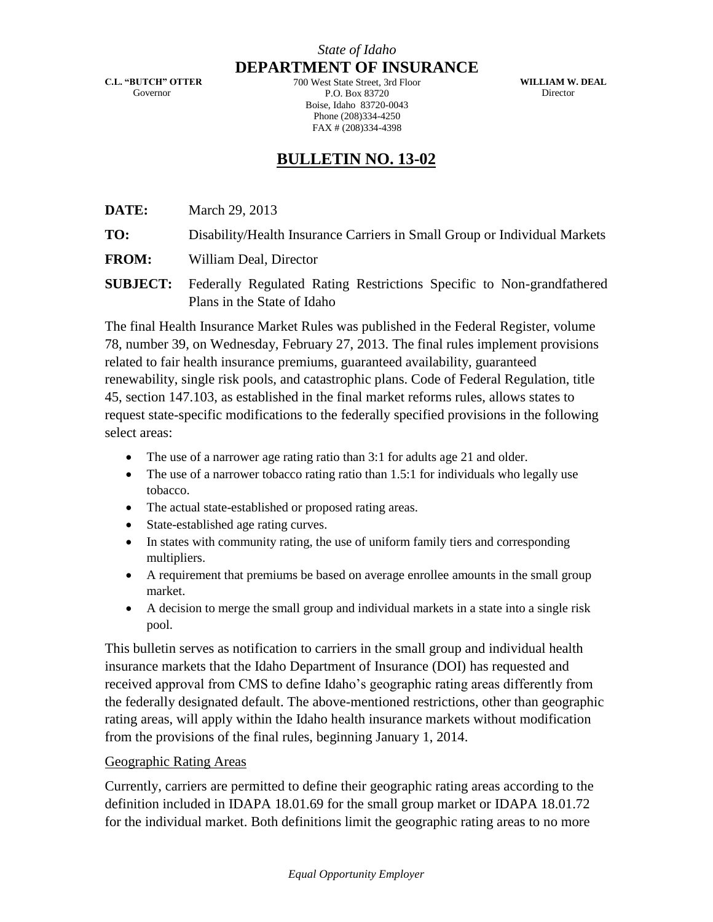*State of Idaho*

**DEPARTMENT OF INSURANCE**

**C.L. "BUTCH" OTTER**
Governor

700 West State Street, 3rd Floor
P.O. Box 83720
Boise, Idaho 83720-0043
Phone (208)334-4250
FAX # (208)334-4398

**WILLIAM W. DEAL**
Director

# BULLETIN NO. 13-02

**DATE:** March 29, 2013

**TO:** Disability/Health Insurance Carriers in Small Group or Individual Markets

**FROM:** William Deal, Director

**SUBJECT:** Federally Regulated Rating Restrictions Specific to Non-grandfathered Plans in the State of Idaho

The final Health Insurance Market Rules was published in the Federal Register, volume 78, number 39, on Wednesday, February 27, 2013. The final rules implement provisions related to fair health insurance premiums, guaranteed availability, guaranteed renewability, single risk pools, and catastrophic plans. Code of Federal Regulation, title 45, section 147.103, as established in the final market reforms rules, allows states to request state-specific modifications to the federally specified provisions in the following select areas:

- The use of a narrower age rating ratio than 3:1 for adults age 21 and older.
- The use of a narrower tobacco rating ratio than 1.5:1 for individuals who legally use tobacco.
- The actual state-established or proposed rating areas.
- State-established age rating curves.
- In states with community rating, the use of uniform family tiers and corresponding multipliers.
- A requirement that premiums be based on average enrollee amounts in the small group market.
- A decision to merge the small group and individual markets in a state into a single risk pool.

This bulletin serves as notification to carriers in the small group and individual health insurance markets that the Idaho Department of Insurance (DOI) has requested and received approval from CMS to define Idaho's geographic rating areas differently from the federally designated default. The above-mentioned restrictions, other than geographic rating areas, will apply within the Idaho health insurance markets without modification from the provisions of the final rules, beginning January 1, 2014.

## Geographic Rating Areas

Currently, carriers are permitted to define their geographic rating areas according to the definition included in IDAPA 18.01.69 for the small group market or IDAPA 18.01.72 for the individual market. Both definitions limit the geographic rating areas to no more

*Equal Opportunity Employer*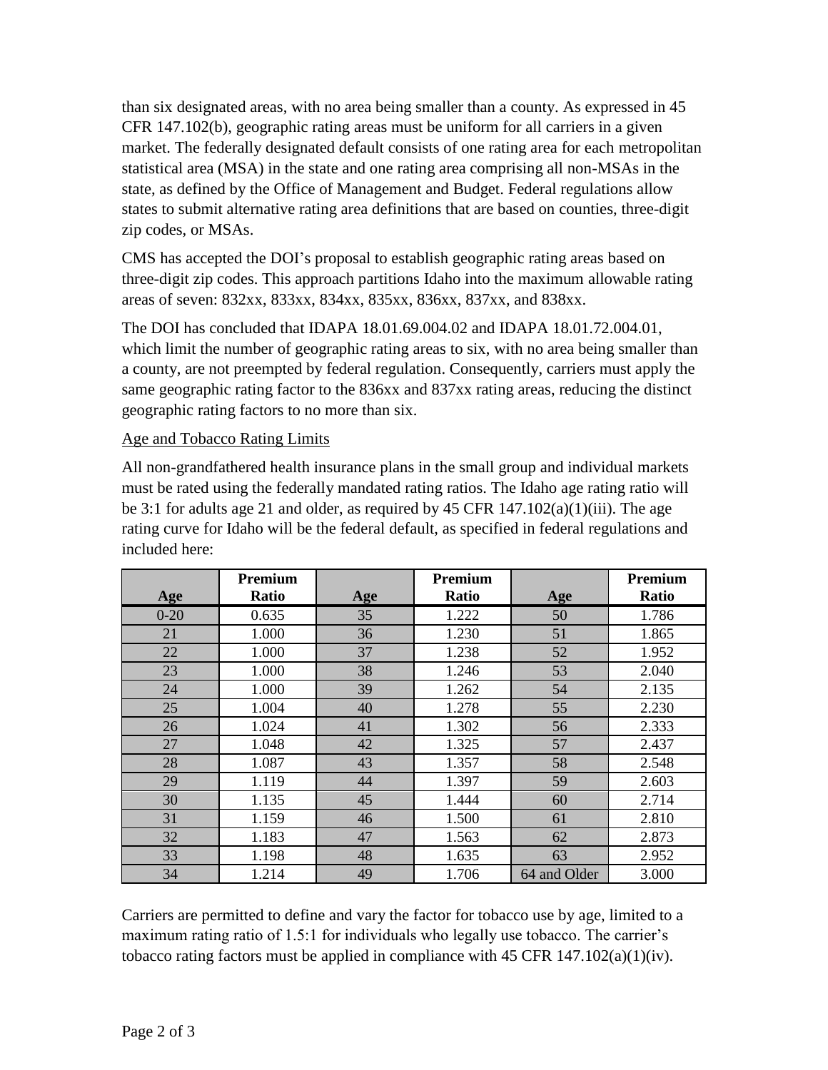than six designated areas, with no area being smaller than a county. As expressed in 45 CFR 147.102(b), geographic rating areas must be uniform for all carriers in a given market. The federally designated default consists of one rating area for each metropolitan statistical area (MSA) in the state and one rating area comprising all non-MSAs in the state, as defined by the Office of Management and Budget. Federal regulations allow states to submit alternative rating area definitions that are based on counties, three-digit zip codes, or MSAs.

CMS has accepted the DOI's proposal to establish geographic rating areas based on three-digit zip codes. This approach partitions Idaho into the maximum allowable rating areas of seven: 832xx, 833xx, 834xx, 835xx, 836xx, 837xx, and 838xx.

The DOI has concluded that IDAPA 18.01.69.004.02 and IDAPA 18.01.72.004.01, which limit the number of geographic rating areas to six, with no area being smaller than a county, are not preempted by federal regulation. Consequently, carriers must apply the same geographic rating factor to the 836xx and 837xx rating areas, reducing the distinct geographic rating factors to no more than six.

Age and Tobacco Rating Limits

All non-grandfathered health insurance plans in the small group and individual markets must be rated using the federally mandated rating ratios. The Idaho age rating ratio will be 3:1 for adults age 21 and older, as required by 45 CFR 147.102(a)(1)(iii). The age rating curve for Idaho will be the federal default, as specified in federal regulations and included here:

| Age | Premium Ratio | Age | Premium Ratio | Age | Premium Ratio |
|---|---|---|---|---|---|
| 0-20 | 0.635 | 35 | 1.222 | 50 | 1.786 |
| 21 | 1.000 | 36 | 1.230 | 51 | 1.865 |
| 22 | 1.000 | 37 | 1.238 | 52 | 1.952 |
| 23 | 1.000 | 38 | 1.246 | 53 | 2.040 |
| 24 | 1.000 | 39 | 1.262 | 54 | 2.135 |
| 25 | 1.004 | 40 | 1.278 | 55 | 2.230 |
| 26 | 1.024 | 41 | 1.302 | 56 | 2.333 |
| 27 | 1.048 | 42 | 1.325 | 57 | 2.437 |
| 28 | 1.087 | 43 | 1.357 | 58 | 2.548 |
| 29 | 1.119 | 44 | 1.397 | 59 | 2.603 |
| 30 | 1.135 | 45 | 1.444 | 60 | 2.714 |
| 31 | 1.159 | 46 | 1.500 | 61 | 2.810 |
| 32 | 1.183 | 47 | 1.563 | 62 | 2.873 |
| 33 | 1.198 | 48 | 1.635 | 63 | 2.952 |
| 34 | 1.214 | 49 | 1.706 | 64 and Older | 3.000 |

Carriers are permitted to define and vary the factor for tobacco use by age, limited to a maximum rating ratio of 1.5:1 for individuals who legally use tobacco. The carrier's tobacco rating factors must be applied in compliance with 45 CFR 147.102(a)(1)(iv).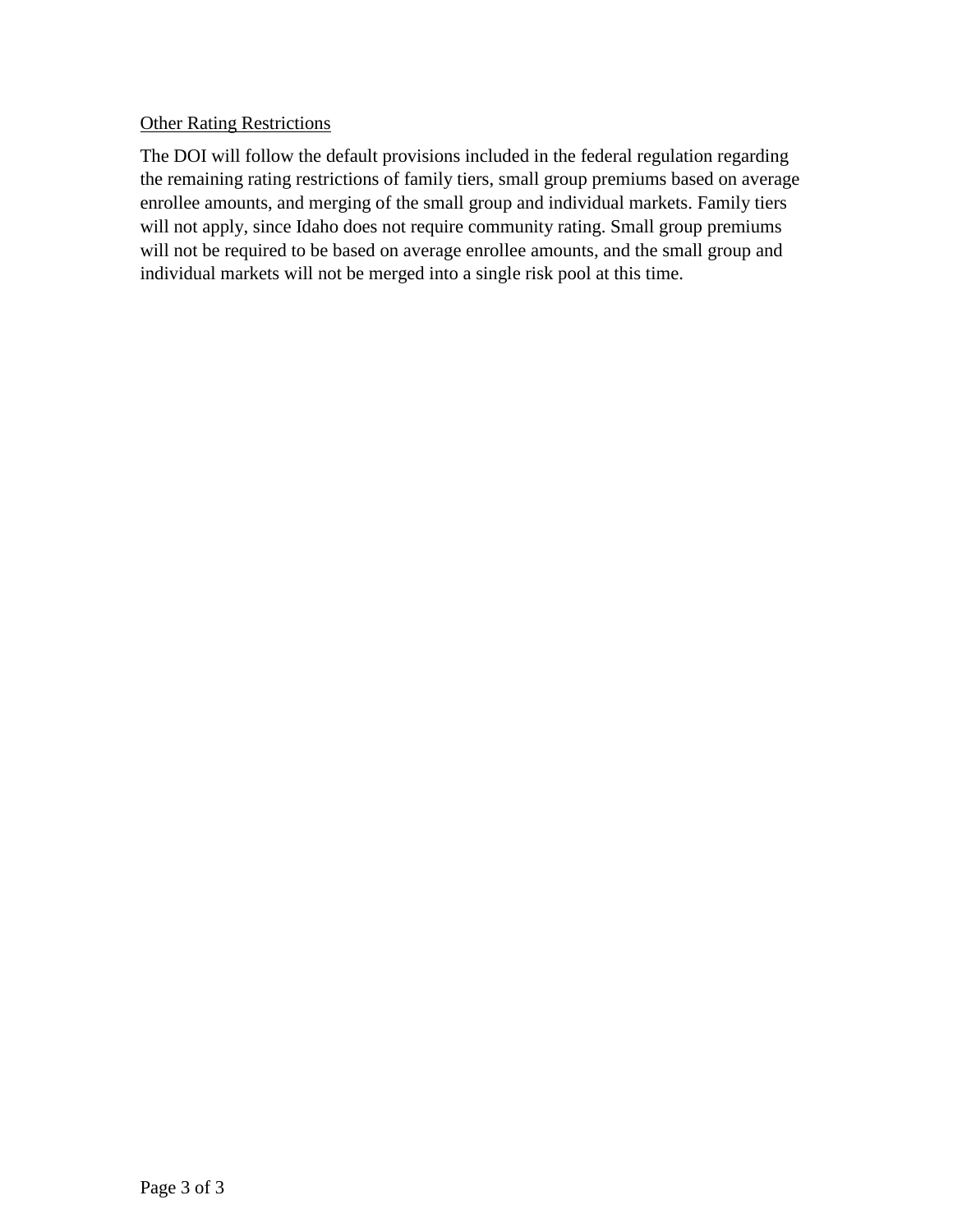Other Rating Restrictions

The DOI will follow the default provisions included in the federal regulation regarding the remaining rating restrictions of family tiers, small group premiums based on average enrollee amounts, and merging of the small group and individual markets. Family tiers will not apply, since Idaho does not require community rating. Small group premiums will not be required to be based on average enrollee amounts, and the small group and individual markets will not be merged into a single risk pool at this time.